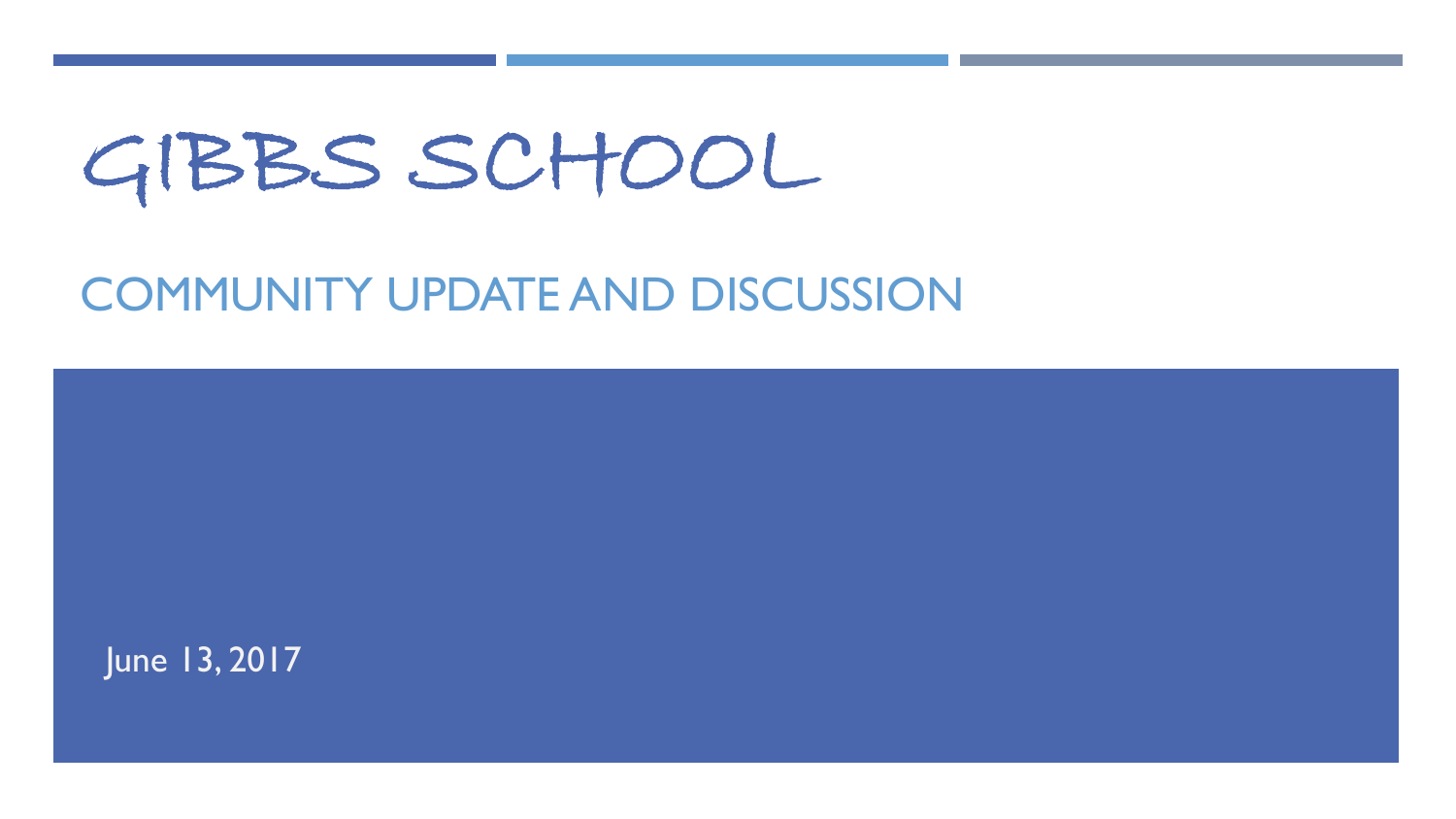# GIBBS SCHOOL

## COMMUNITY UPDATE AND DISCUSSION

June 13, 2017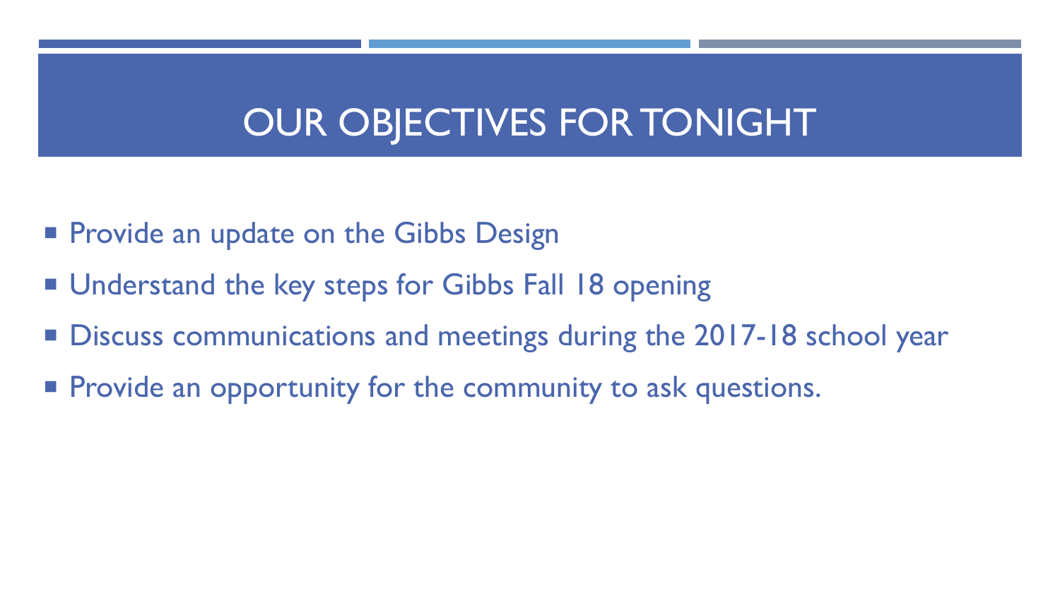# OUR OBJECTIVES FOR TONIGHT

- Provide an update on the Gibbs Design
- Understand the key steps for Gibbs Fall 18 opening
- Discuss communications and meetings during the 2017-18 school year
- Provide an opportunity for the community to ask questions.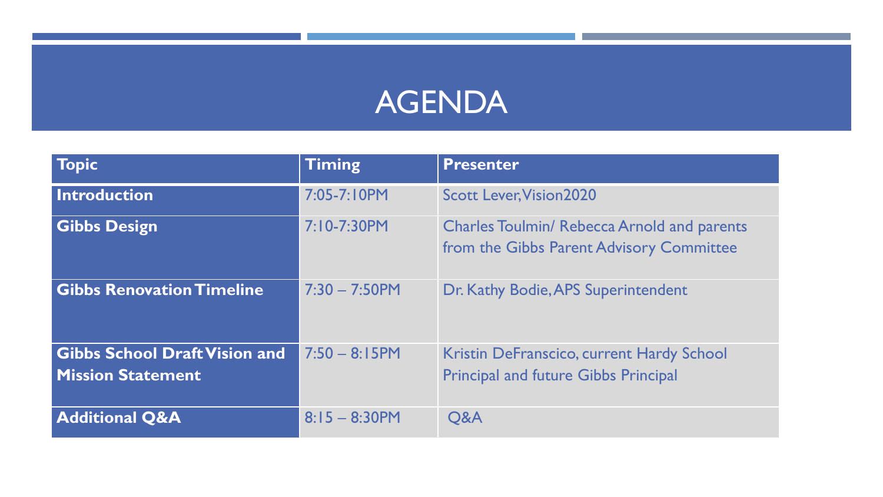# AGENDA

| Topic | Timing | Presenter |
| --- | --- | --- |
| **Introduction** | 7:05-7:10PM | Scott Lever, Vision2020 |
| **Gibbs Design** | 7:10-7:30PM | Charles Toulmin/ Rebecca Arnold and parents from the Gibbs Parent Advisory Committee |
| **Gibbs Renovation Timeline** | 7:30 – 7:50PM | Dr. Kathy Bodie, APS Superintendent |
| **Gibbs School Draft Vision and Mission Statement** | 7:50 – 8:15PM | Kristin DeFranscico, current Hardy School Principal and future Gibbs Principal |
| **Additional Q&A** | 8:15 – 8:30PM | Q&A |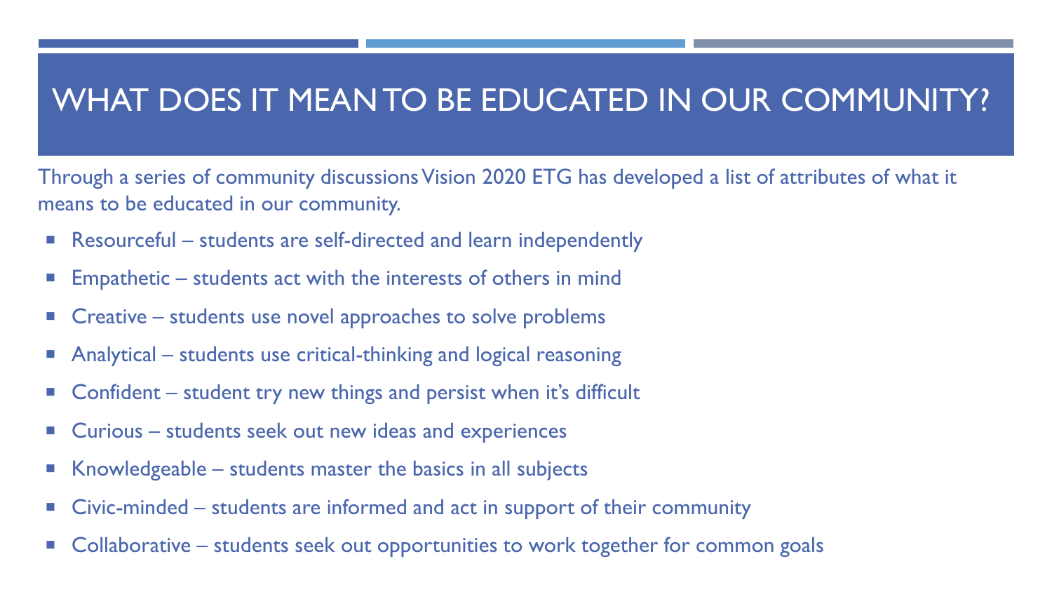# WHAT DOES IT MEAN TO BE EDUCATED IN OUR COMMUNITY?

Through a series of community discussions Vision 2020 ETG has developed a list of attributes of what it means to be educated in our community.

- Resourceful – students are self-directed and learn independently
- Empathetic – students act with the interests of others in mind
- Creative – students use novel approaches to solve problems
- Analytical – students use critical-thinking and logical reasoning
- Confident – student try new things and persist when it's difficult
- Curious – students seek out new ideas and experiences
- Knowledgeable – students master the basics in all subjects
- Civic-minded – students are informed and act in support of their community
- Collaborative – students seek out opportunities to work together for common goals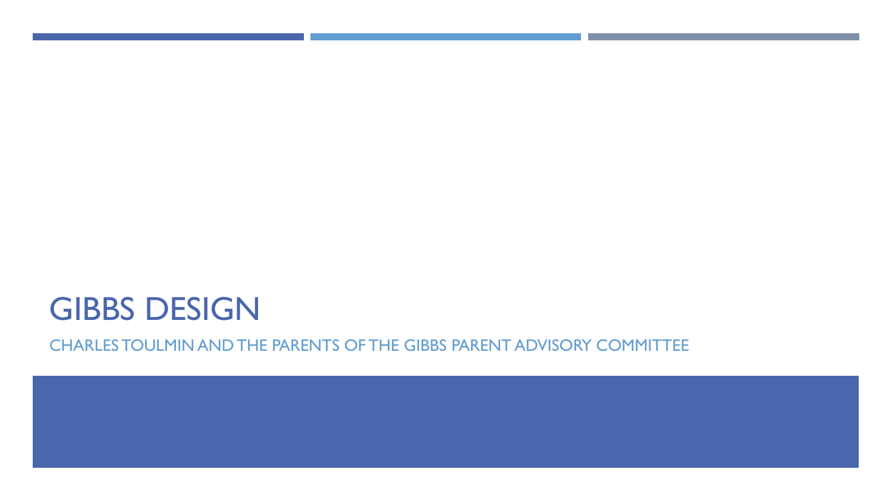# GIBBS DESIGN

CHARLES TOULMIN AND THE PARENTS OF THE GIBBS PARENT ADVISORY COMMITTEE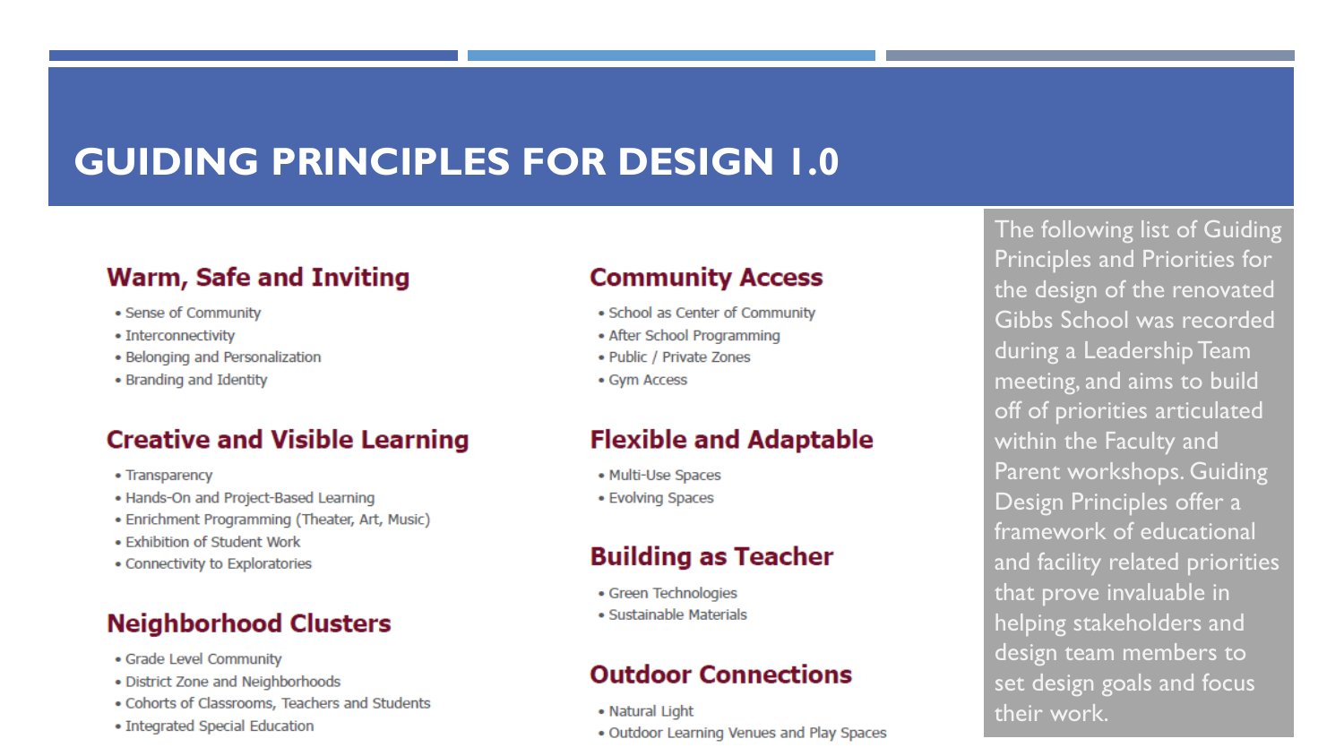# GUIDING PRINCIPLES FOR DESIGN 1.0

### Warm, Safe and Inviting

- Sense of Community
- Interconnectivity
- Belonging and Personalization
- Branding and Identity

### Creative and Visible Learning

- Transparency
- Hands-On and Project-Based Learning
- Enrichment Programming (Theater, Art, Music)
- Exhibition of Student Work
- Connectivity to Exploratories

### Neighborhood Clusters

- Grade Level Community
- District Zone and Neighborhoods
- Cohorts of Classrooms, Teachers and Students
- Integrated Special Education

### Community Access

- School as Center of Community
- After School Programming
- Public / Private Zones
- Gym Access

### Flexible and Adaptable

- Multi-Use Spaces
- Evolving Spaces

### Building as Teacher

- Green Technologies
- Sustainable Materials

### Outdoor Connections

- Natural Light
- Outdoor Learning Venues and Play Spaces

The following list of Guiding Principles and Priorities for the design of the renovated Gibbs School was recorded during a Leadership Team meeting, and aims to build off of priorities articulated within the Faculty and Parent workshops. Guiding Design Principles offer a framework of educational and facility related priorities that prove invaluable in helping stakeholders and design team members to set design goals and focus their work.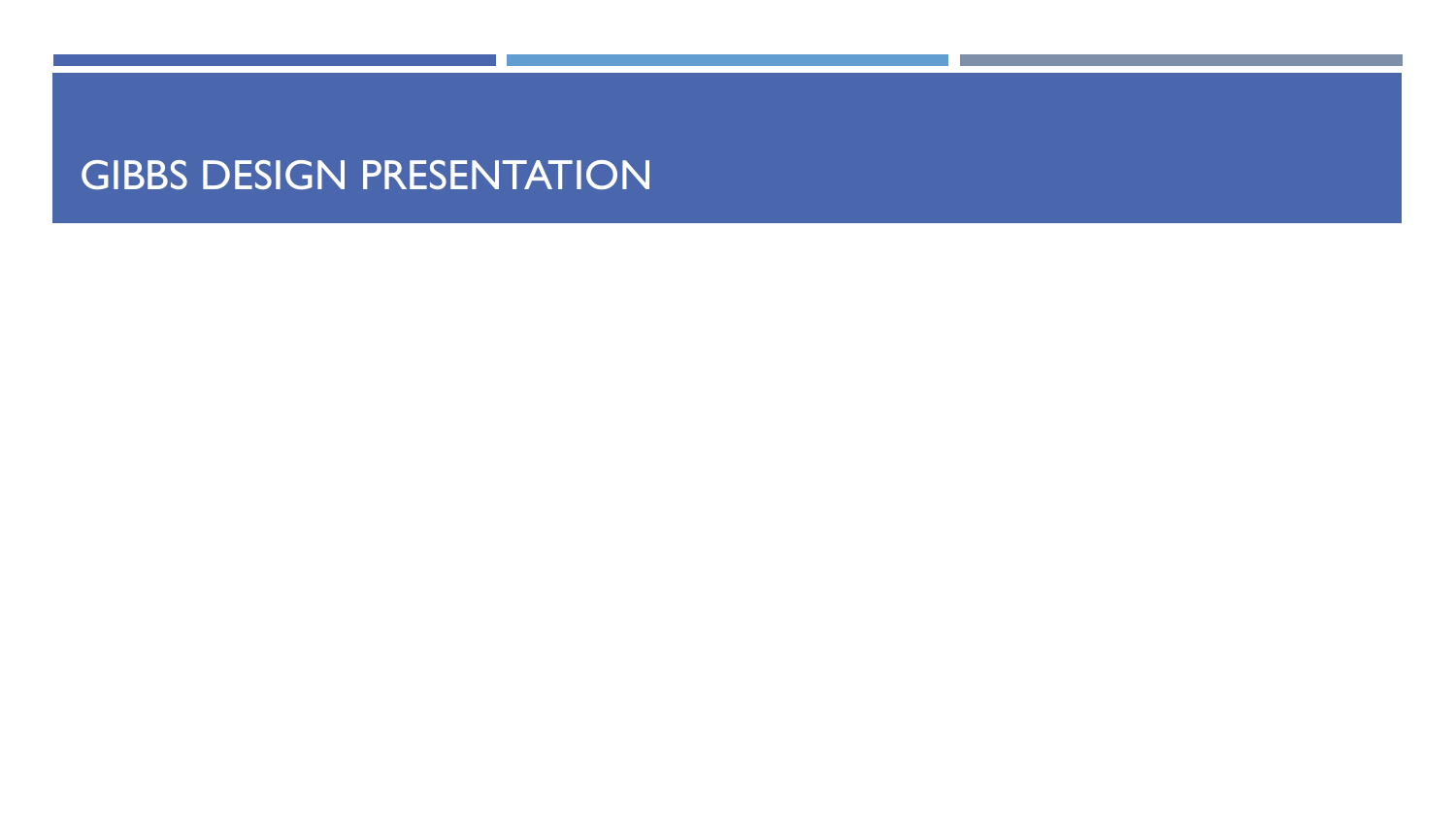# GIBBS DESIGN PRESENTATION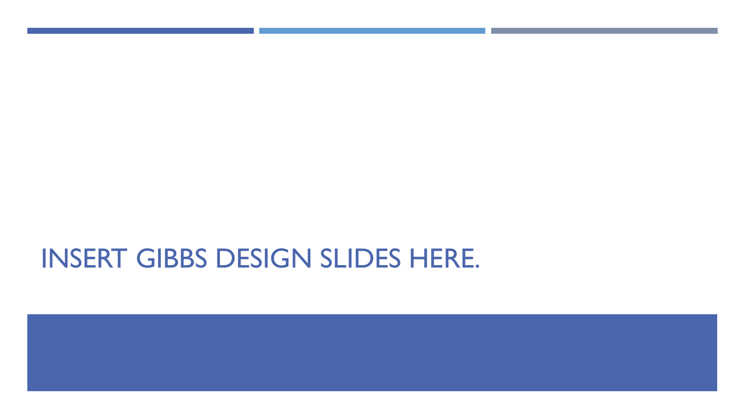# INSERT GIBBS DESIGN SLIDES HERE.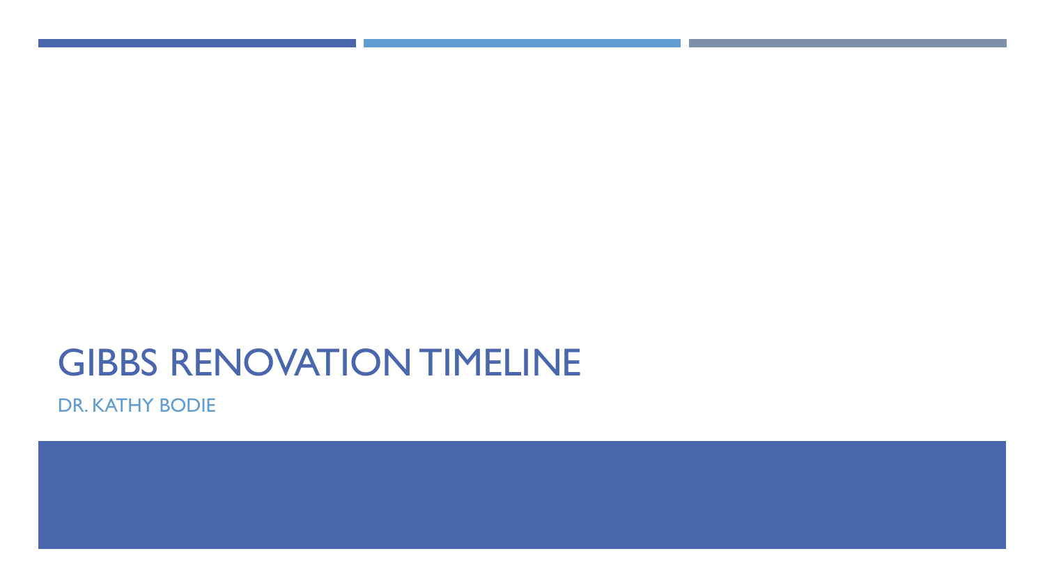# GIBBS RENOVATION TIMELINE

DR. KATHY BODIE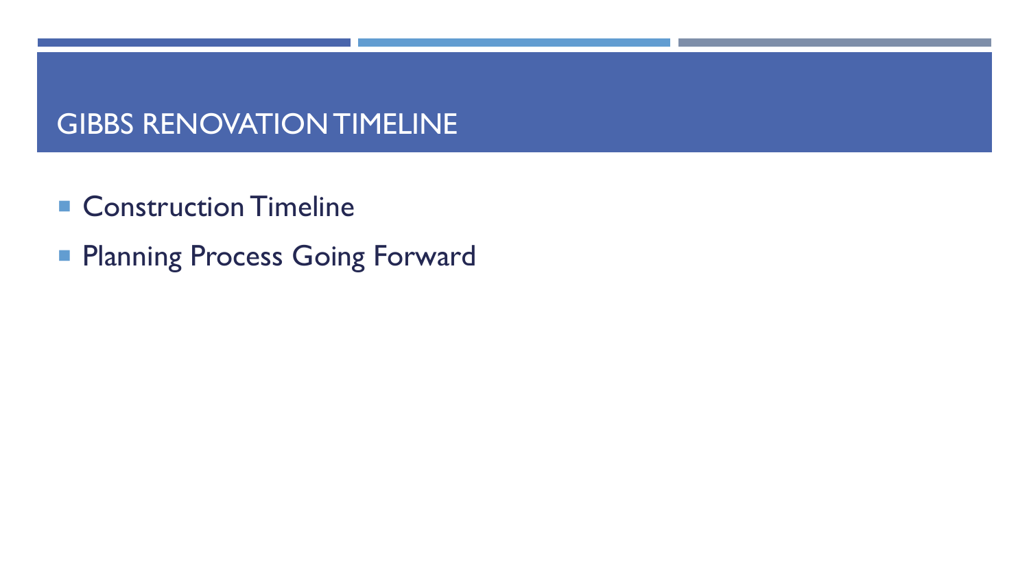# GIBBS RENOVATION TIMELINE

- Construction Timeline
- Planning Process Going Forward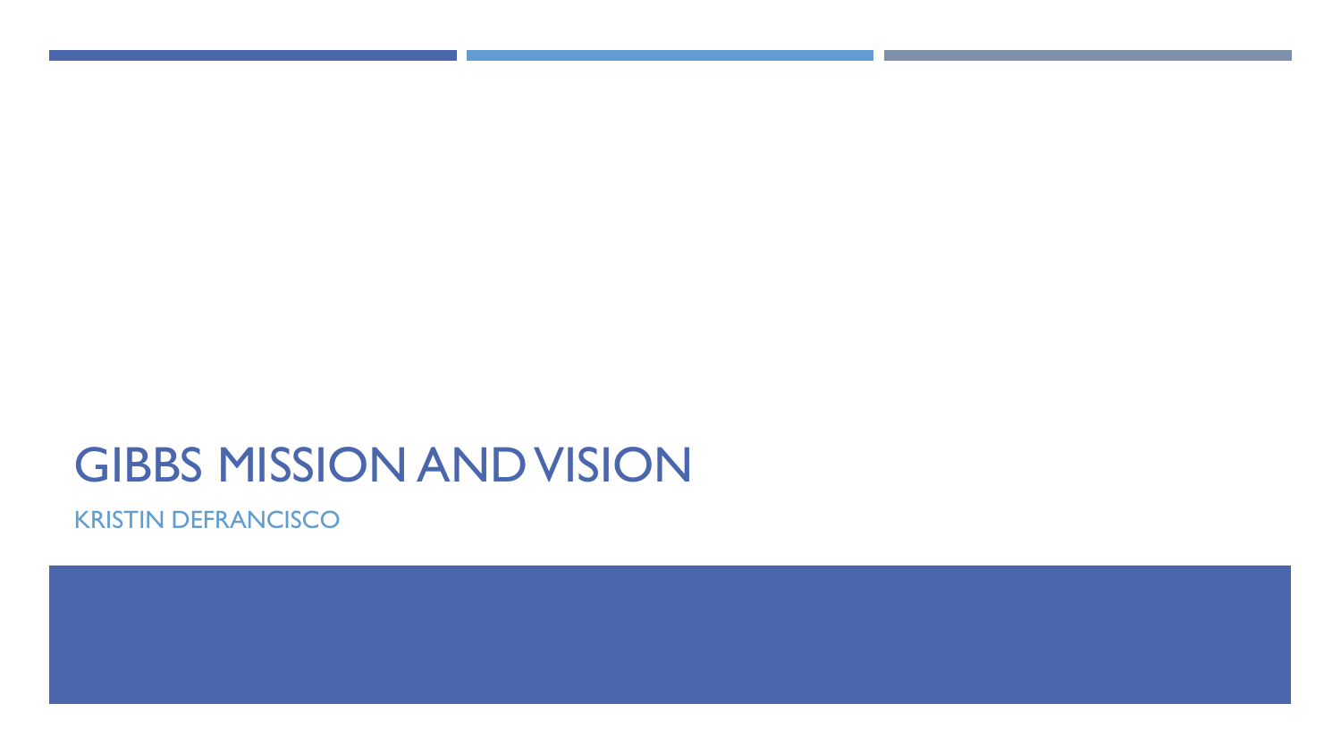# GIBBS MISSION AND VISION

KRISTIN DEFRANCISCO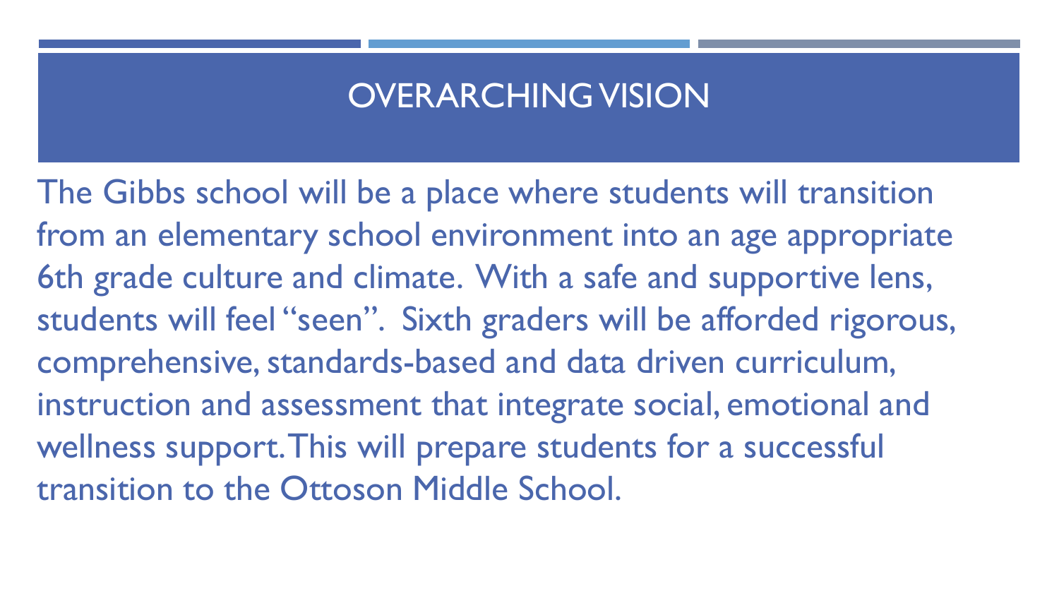# OVERARCHING VISION

The Gibbs school will be a place where students will transition from an elementary school environment into an age appropriate 6th grade culture and climate. With a safe and supportive lens, students will feel "seen". Sixth graders will be afforded rigorous, comprehensive, standards-based and data driven curriculum, instruction and assessment that integrate social, emotional and wellness support. This will prepare students for a successful transition to the Ottoson Middle School.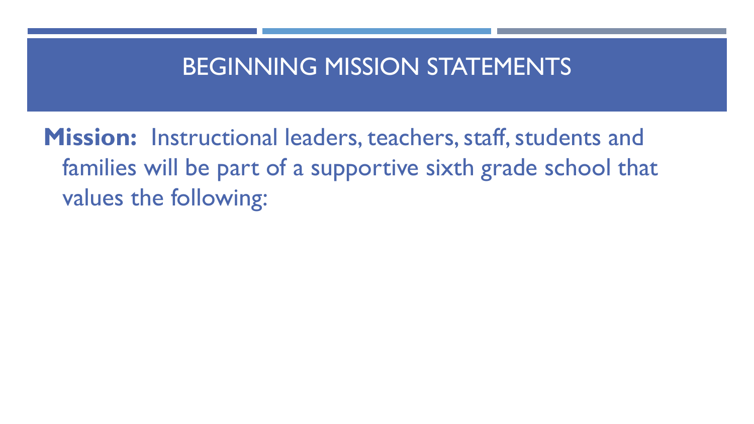# BEGINNING MISSION STATEMENTS

**Mission:** Instructional leaders, teachers, staff, students and families will be part of a supportive sixth grade school that values the following: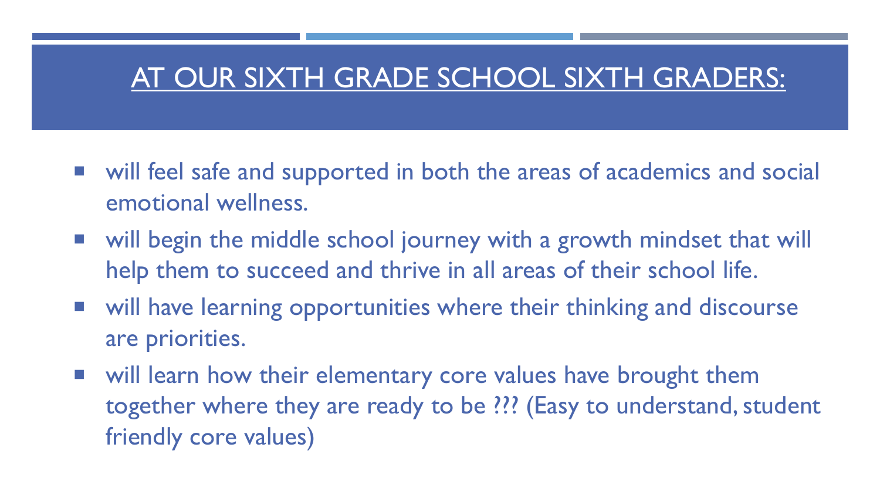# AT OUR SIXTH GRADE SCHOOL SIXTH GRADERS:

- will feel safe and supported in both the areas of academics and social emotional wellness.
- will begin the middle school journey with a growth mindset that will help them to succeed and thrive in all areas of their school life.
- will have learning opportunities where their thinking and discourse are priorities.
- will learn how their elementary core values have brought them together where they are ready to be ??? (Easy to understand, student friendly core values)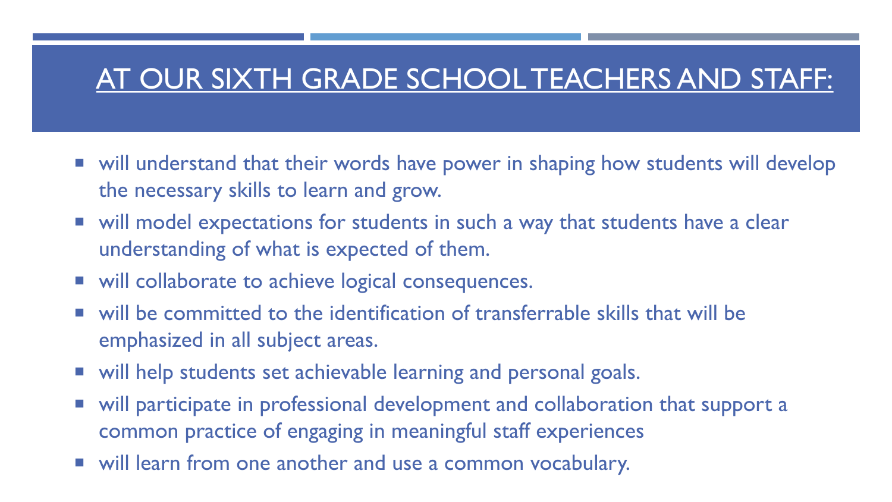# AT OUR SIXTH GRADE SCHOOL TEACHERS AND STAFF:

- will understand that their words have power in shaping how students will develop the necessary skills to learn and grow.
- will model expectations for students in such a way that students have a clear understanding of what is expected of them.
- will collaborate to achieve logical consequences.
- will be committed to the identification of transferrable skills that will be emphasized in all subject areas.
- will help students set achievable learning and personal goals.
- will participate in professional development and collaboration that support a common practice of engaging in meaningful staff experiences
- will learn from one another and use a common vocabulary.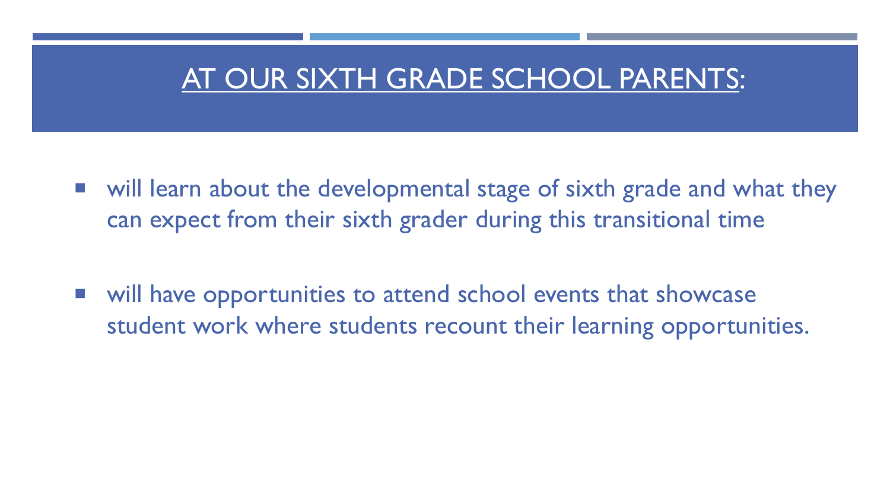# AT OUR SIXTH GRADE SCHOOL PARENTS:

- will learn about the developmental stage of sixth grade and what they can expect from their sixth grader during this transitional time
- will have opportunities to attend school events that showcase student work where students recount their learning opportunities.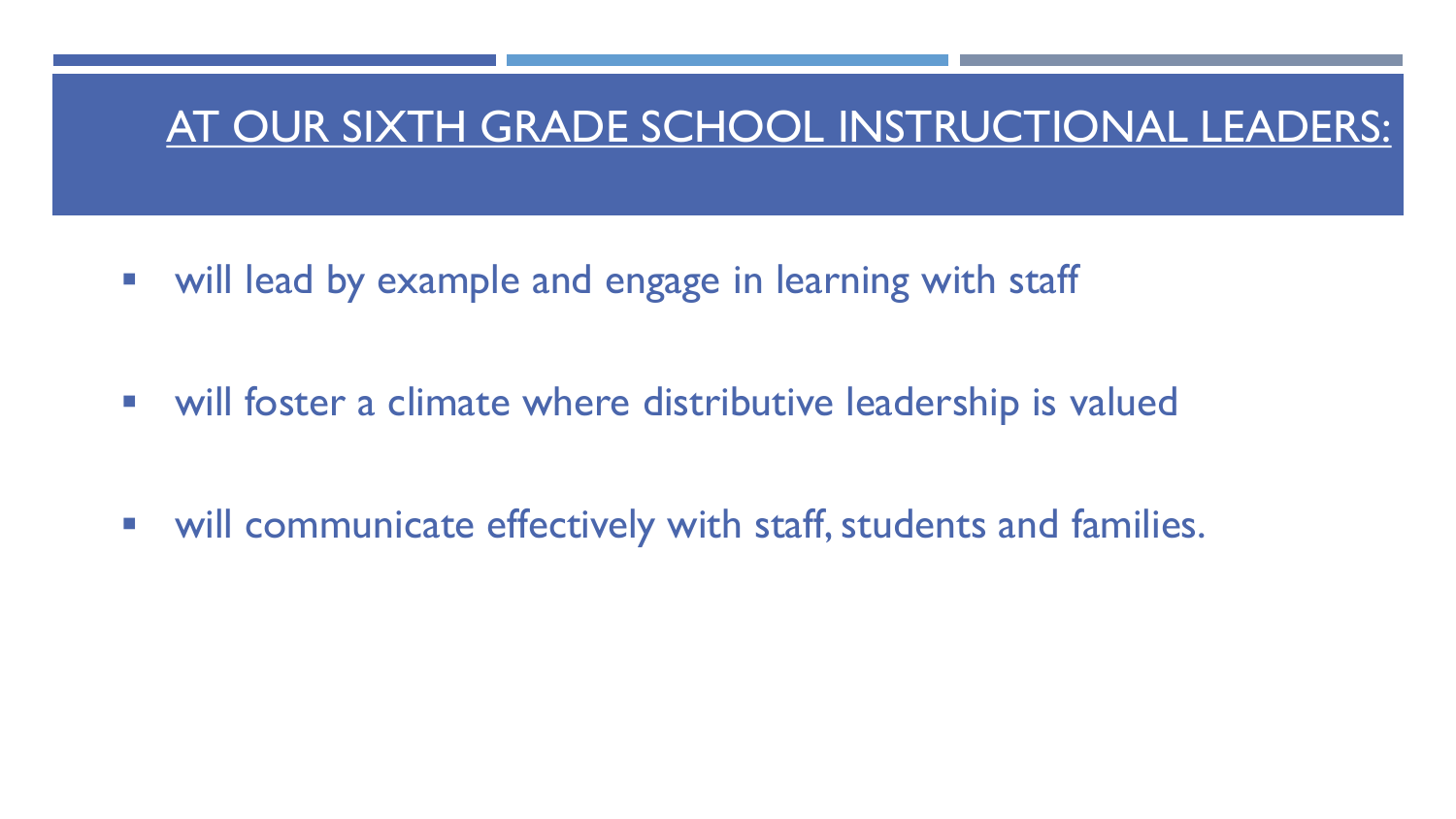# AT OUR SIXTH GRADE SCHOOL INSTRUCTIONAL LEADERS:

- will lead by example and engage in learning with staff
- will foster a climate where distributive leadership is valued
- will communicate effectively with staff, students and families.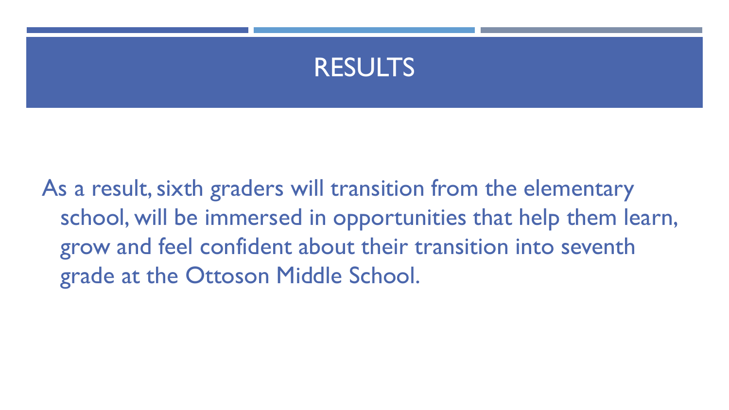# RESULTS

As a result, sixth graders will transition from the elementary school, will be immersed in opportunities that help them learn, grow and feel confident about their transition into seventh grade at the Ottoson Middle School.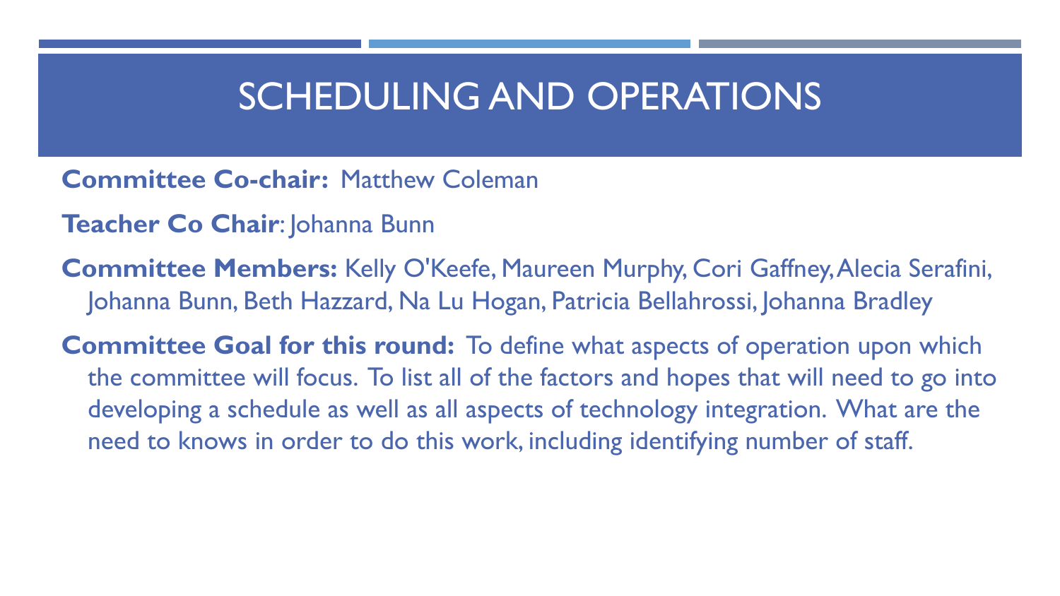# SCHEDULING AND OPERATIONS

**Committee Co-chair:** Matthew Coleman

**Teacher Co Chair**: Johanna Bunn

**Committee Members:** Kelly O'Keefe, Maureen Murphy, Cori Gaffney, Alecia Serafini, Johanna Bunn, Beth Hazzard, Na Lu Hogan, Patricia Bellahrossi, Johanna Bradley

**Committee Goal for this round:** To define what aspects of operation upon which the committee will focus. To list all of the factors and hopes that will need to go into developing a schedule as well as all aspects of technology integration. What are the need to knows in order to do this work, including identifying number of staff.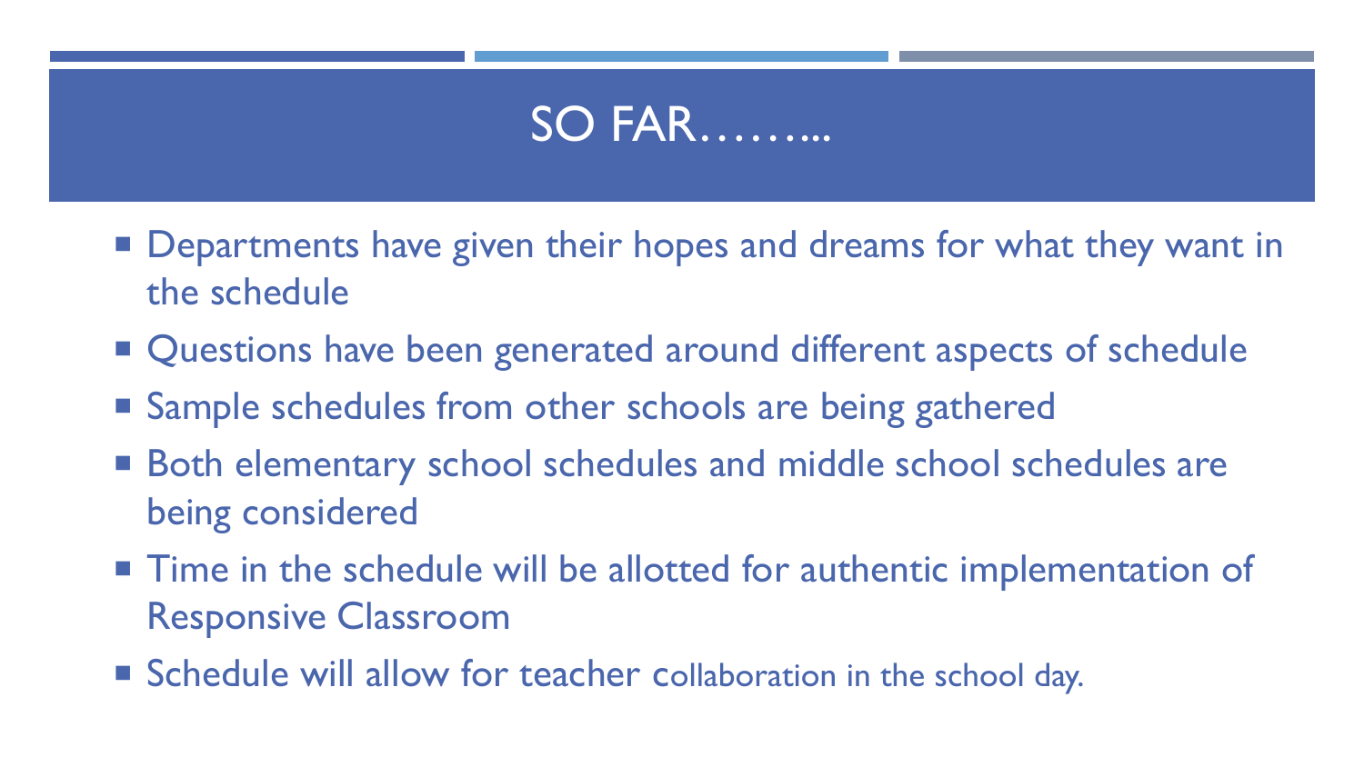# SO FAR……...

- Departments have given their hopes and dreams for what they want in the schedule
- Questions have been generated around different aspects of schedule
- Sample schedules from other schools are being gathered
- Both elementary school schedules and middle school schedules are being considered
- Time in the schedule will be allotted for authentic implementation of Responsive Classroom
- Schedule will allow for teacher collaboration in the school day.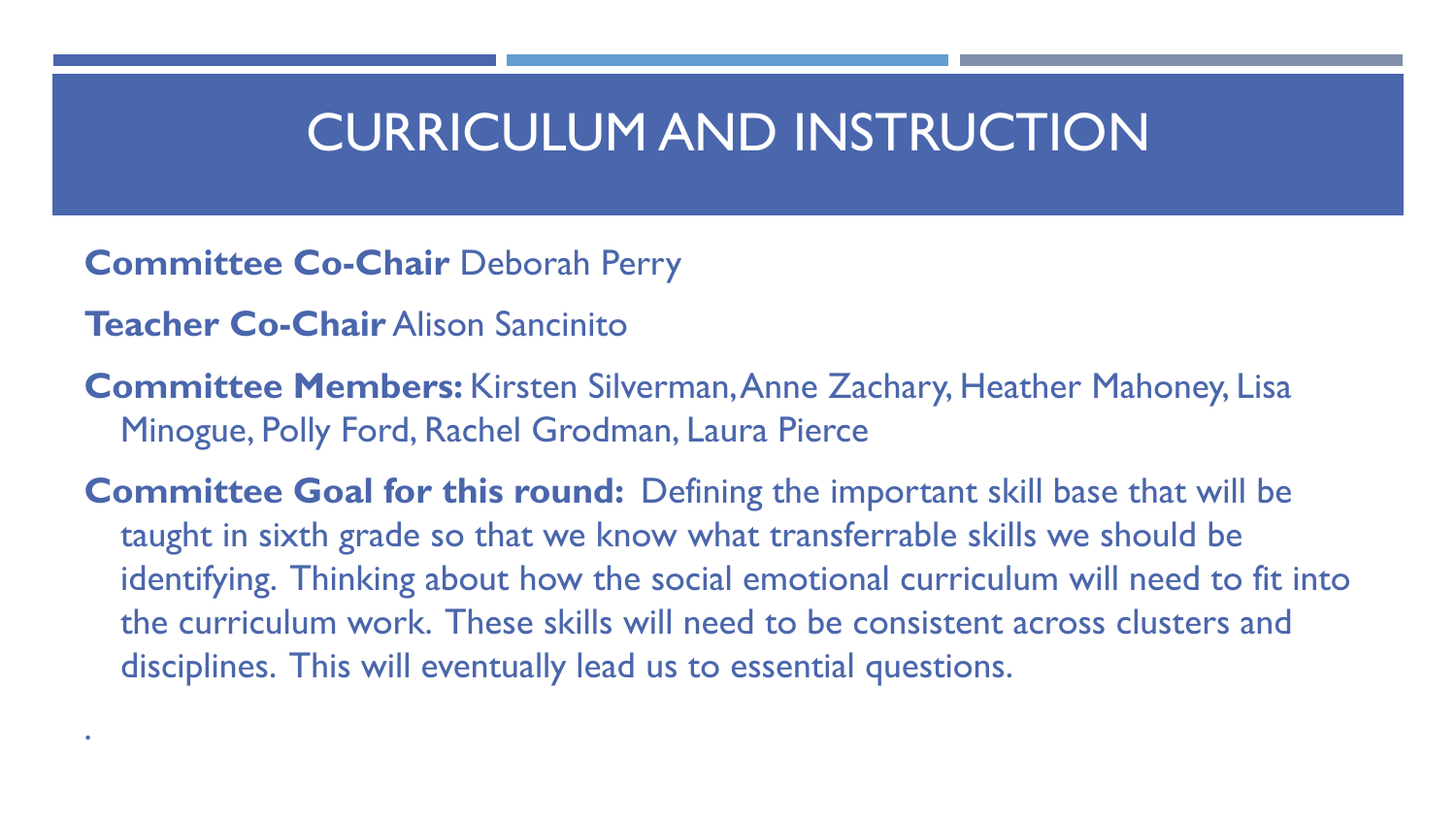# CURRICULUM AND INSTRUCTION

**Committee Co-Chair** Deborah Perry

**Teacher Co-Chair** Alison Sancinito

**Committee Members:** Kirsten Silverman, Anne Zachary, Heather Mahoney, Lisa Minogue, Polly Ford, Rachel Grodman, Laura Pierce

**Committee Goal for this round:** Defining the important skill base that will be taught in sixth grade so that we know what transferrable skills we should be identifying. Thinking about how the social emotional curriculum will need to fit into the curriculum work. These skills will need to be consistent across clusters and disciplines. This will eventually lead us to essential questions.

.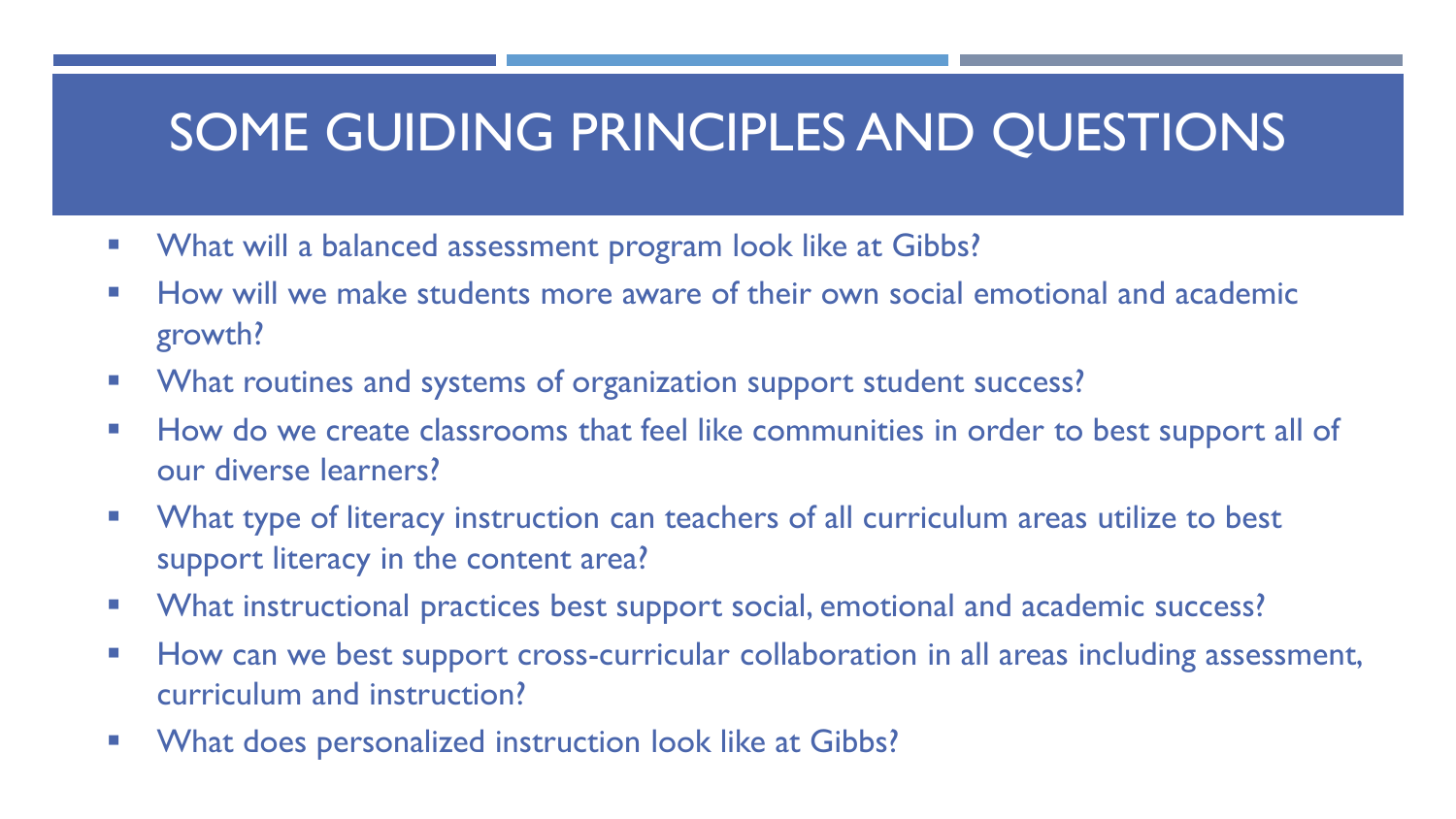# SOME GUIDING PRINCIPLES AND QUESTIONS

- What will a balanced assessment program look like at Gibbs?
- How will we make students more aware of their own social emotional and academic growth?
- What routines and systems of organization support student success?
- How do we create classrooms that feel like communities in order to best support all of our diverse learners?
- What type of literacy instruction can teachers of all curriculum areas utilize to best support literacy in the content area?
- What instructional practices best support social, emotional and academic success?
- How can we best support cross-curricular collaboration in all areas including assessment, curriculum and instruction?
- What does personalized instruction look like at Gibbs?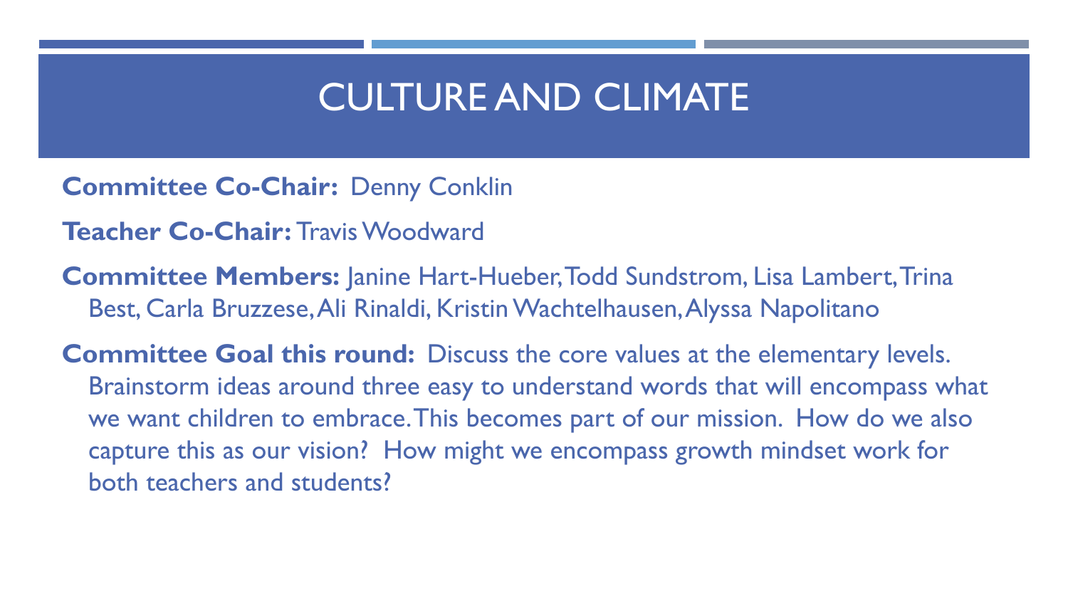# CULTURE AND CLIMATE

**Committee Co-Chair:** Denny Conklin

**Teacher Co-Chair:** Travis Woodward

**Committee Members:** Janine Hart-Hueber, Todd Sundstrom, Lisa Lambert, Trina Best, Carla Bruzzese, Ali Rinaldi, Kristin Wachtelhausen, Alyssa Napolitano

**Committee Goal this round:** Discuss the core values at the elementary levels. Brainstorm ideas around three easy to understand words that will encompass what we want children to embrace. This becomes part of our mission. How do we also capture this as our vision? How might we encompass growth mindset work for both teachers and students?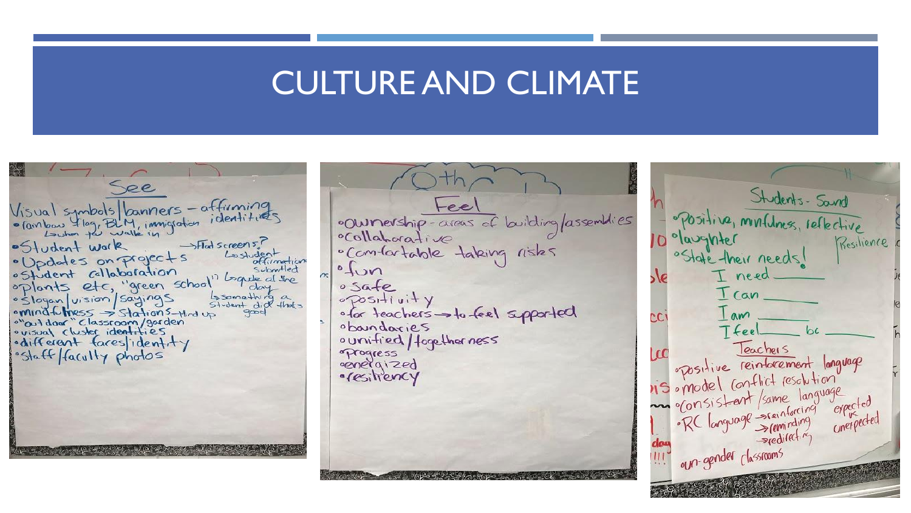# CULTURE AND CLIMATE

## See

- Visual symbols/banners – affirming identities
  - rainbow flag, BLM, immigration
  - when you walk in
- Student work
- Updates on projects
- Student collaboration
- plants etc, "green school"
- Slogan/vision/sayings
- mindfulness → stations – Mind up
- "outdoor" classroom/garden
- visual cluster identities
- different faces/identity
- Staff/faculty photos

→ Flat screens?
→ student affirmation submitted
→ quote of the day
→ something a student did that's good

## Feel

- ownership – areas of building/assemblies
- collaborative
- comfortable taking risks
- fun
- safe
- positivity
- for teachers → to feel supported
- boundaries
- unified/togetherness
- progress
- energized
- resiliency

## Students - Sound

- positive, mindfulness, reflective
- laughter
- State their needs!
  - I need ______
  - I can ______
  - I am ______
  - I feel ______ bc ______

Resilience

## Teachers

- positive reinforcement language
- model conflict resolution
- consistent/same language
- RC language → reinforcing → reminding → redirecting
  - expected vs. unexpected

un-gender classrooms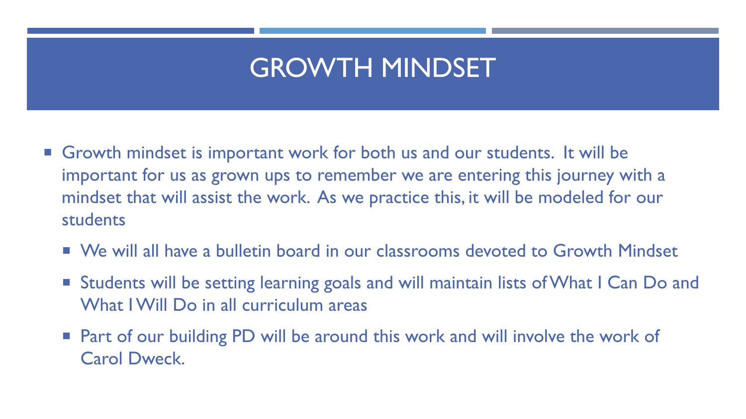# GROWTH MINDSET

- Growth mindset is important work for both us and our students. It will be important for us as grown ups to remember we are entering this journey with a mindset that will assist the work. As we practice this, it will be modeled for our students
  - We will all have a bulletin board in our classrooms devoted to Growth Mindset
  - Students will be setting learning goals and will maintain lists of What I Can Do and What I Will Do in all curriculum areas
  - Part of our building PD will be around this work and will involve the work of Carol Dweck.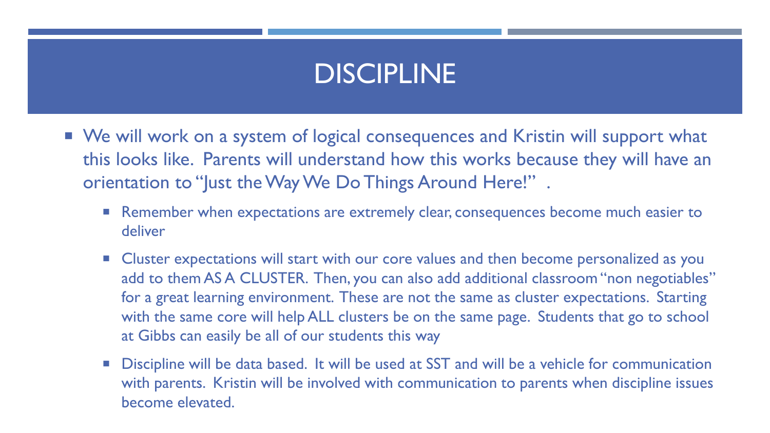# DISCIPLINE

- We will work on a system of logical consequences and Kristin will support what this looks like. Parents will understand how this works because they will have an orientation to "Just the Way We Do Things Around Here!" .
  - Remember when expectations are extremely clear, consequences become much easier to deliver
  - Cluster expectations will start with our core values and then become personalized as you add to them AS A CLUSTER. Then, you can also add additional classroom "non negotiables" for a great learning environment. These are not the same as cluster expectations. Starting with the same core will help ALL clusters be on the same page. Students that go to school at Gibbs can easily be all of our students this way
  - Discipline will be data based. It will be used at SST and will be a vehicle for communication with parents. Kristin will be involved with communication to parents when discipline issues become elevated.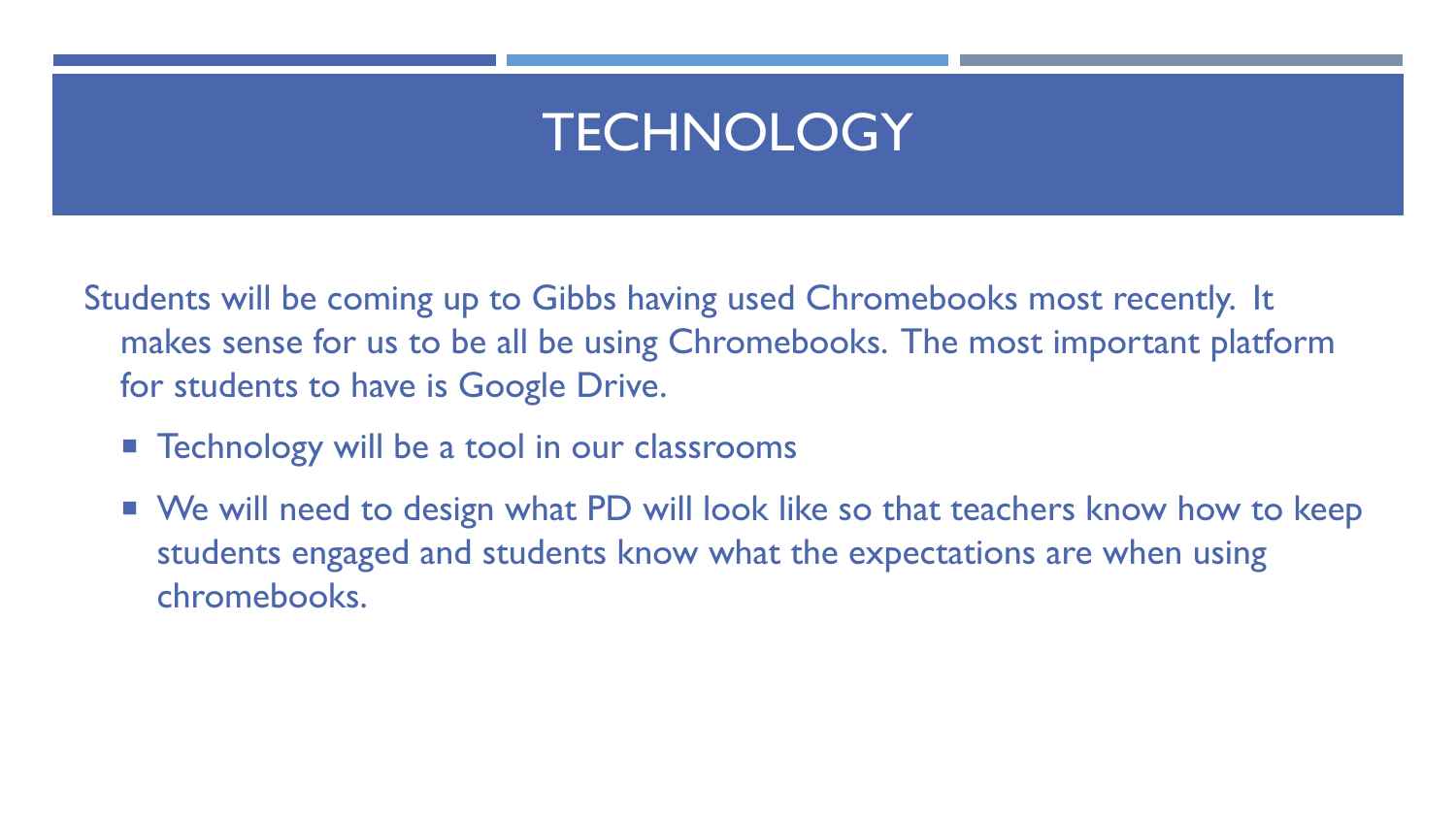# TECHNOLOGY

Students will be coming up to Gibbs having used Chromebooks most recently. It makes sense for us to be all be using Chromebooks. The most important platform for students to have is Google Drive.

- Technology will be a tool in our classrooms
- We will need to design what PD will look like so that teachers know how to keep students engaged and students know what the expectations are when using chromebooks.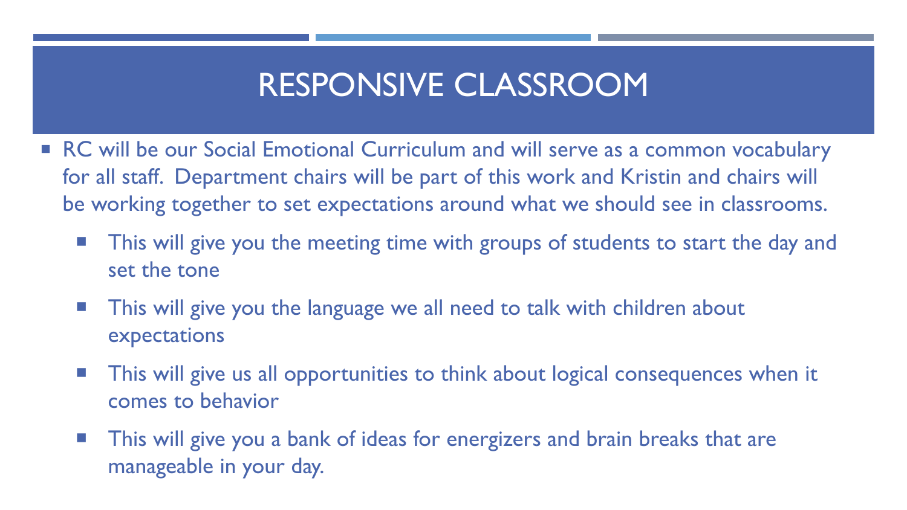# RESPONSIVE CLASSROOM

- RC will be our Social Emotional Curriculum and will serve as a common vocabulary for all staff. Department chairs will be part of this work and Kristin and chairs will be working together to set expectations around what we should see in classrooms.
  - This will give you the meeting time with groups of students to start the day and set the tone
  - This will give you the language we all need to talk with children about expectations
  - This will give us all opportunities to think about logical consequences when it comes to behavior
  - This will give you a bank of ideas for energizers and brain breaks that are manageable in your day.